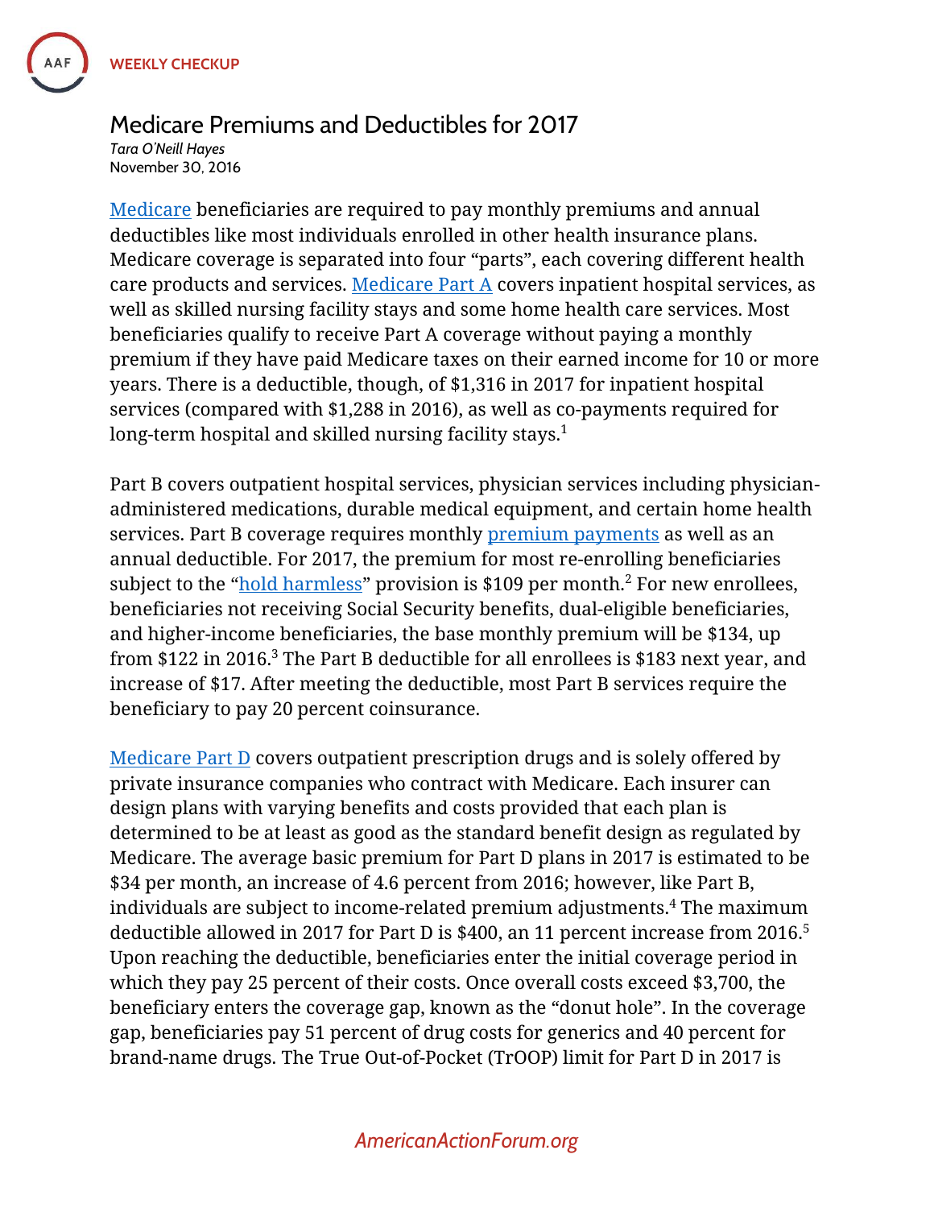# Medicare Premiums and Deductibles for 2017

*Tara O'Neill Hayes*
November 30, 2016

Medicare beneficiaries are required to pay monthly premiums and annual deductibles like most individuals enrolled in other health insurance plans. Medicare coverage is separated into four "parts", each covering different health care products and services. Medicare Part A covers inpatient hospital services, as well as skilled nursing facility stays and some home health care services. Most beneficiaries qualify to receive Part A coverage without paying a monthly premium if they have paid Medicare taxes on their earned income for 10 or more years. There is a deductible, though, of $1,316 in 2017 for inpatient hospital services (compared with $1,288 in 2016), as well as co-payments required for long-term hospital and skilled nursing facility stays.[1]

Part B covers outpatient hospital services, physician services including physician-administered medications, durable medical equipment, and certain home health services. Part B coverage requires monthly premium payments as well as an annual deductible. For 2017, the premium for most re-enrolling beneficiaries subject to the "hold harmless" provision is $109 per month.[2] For new enrollees, beneficiaries not receiving Social Security benefits, dual-eligible beneficiaries, and higher-income beneficiaries, the base monthly premium will be $134, up from $122 in 2016.[3] The Part B deductible for all enrollees is $183 next year, and increase of $17. After meeting the deductible, most Part B services require the beneficiary to pay 20 percent coinsurance.

Medicare Part D covers outpatient prescription drugs and is solely offered by private insurance companies who contract with Medicare. Each insurer can design plans with varying benefits and costs provided that each plan is determined to be at least as good as the standard benefit design as regulated by Medicare. The average basic premium for Part D plans in 2017 is estimated to be $34 per month, an increase of 4.6 percent from 2016; however, like Part B, individuals are subject to income-related premium adjustments.[4] The maximum deductible allowed in 2017 for Part D is $400, an 11 percent increase from 2016.[5] Upon reaching the deductible, beneficiaries enter the initial coverage period in which they pay 25 percent of their costs. Once overall costs exceed $3,700, the beneficiary enters the coverage gap, known as the "donut hole". In the coverage gap, beneficiaries pay 51 percent of drug costs for generics and 40 percent for brand-name drugs. The True Out-of-Pocket (TrOOP) limit for Part D in 2017 is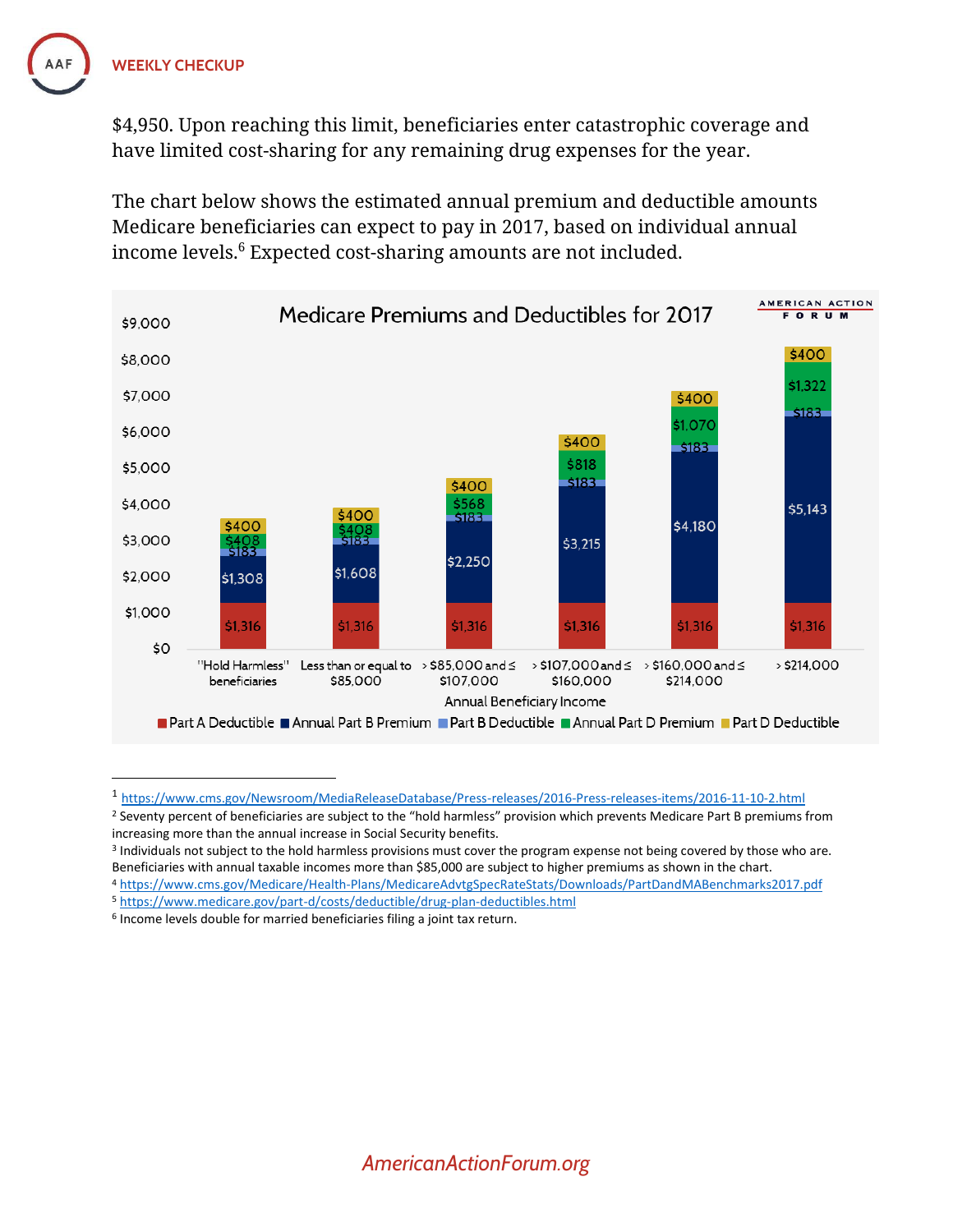$4,950. Upon reaching this limit, beneficiaries enter catastrophic coverage and have limited cost-sharing for any remaining drug expenses for the year.

The chart below shows the estimated annual premium and deductible amounts Medicare beneficiaries can expect to pay in 2017, based on individual annual income levels.[6] Expected cost-sharing amounts are not included.

Medicare Premiums and Deductibles for 2017

AMERICAN ACTION FORUM

$9,000
$8,000
$7,000
$6,000
$5,000
$4,000
$3,000
$2,000
$1,000
$0

"Hold Harmless" beneficiaries: $1,316, $1,308, $183, $408, $400

Less than or equal to $85,000: $1,316, $1,608, $183, $408, $400

> $85,000 and ≤ $107,000: $1,316, $2,250, $183, $568, $400

> $107,000 and ≤ $160,000: $1,316, $3,215, $183, $818, $400

> $160,000 and ≤ $214,000: $1,316, $4,180, $183, $1,070, $400

> $214,000: $1,316, $5,143, $183, $1,322, $400

Annual Beneficiary Income

Part A Deductible, Annual Part B Premium, Part B Deductible, Annual Part D Premium, Part D Deductible

---

[1] https://www.cms.gov/Newsroom/MediaReleaseDatabase/Press-releases/2016-Press-releases-items/2016-11-10-2.html

[2] Seventy percent of beneficiaries are subject to the "hold harmless" provision which prevents Medicare Part B premiums from increasing more than the annual increase in Social Security benefits.

[3] Individuals not subject to the hold harmless provisions must cover the program expense not being covered by those who are. Beneficiaries with annual taxable incomes more than $85,000 are subject to higher premiums as shown in the chart.

[4] https://www.cms.gov/Medicare/Health-Plans/MedicareAdvtgSpecRateStats/Downloads/PartDandMABenchmarks2017.pdf

[5] https://www.medicare.gov/part-d/costs/deductible/drug-plan-deductibles.html

[6] Income levels double for married beneficiaries filing a joint tax return.